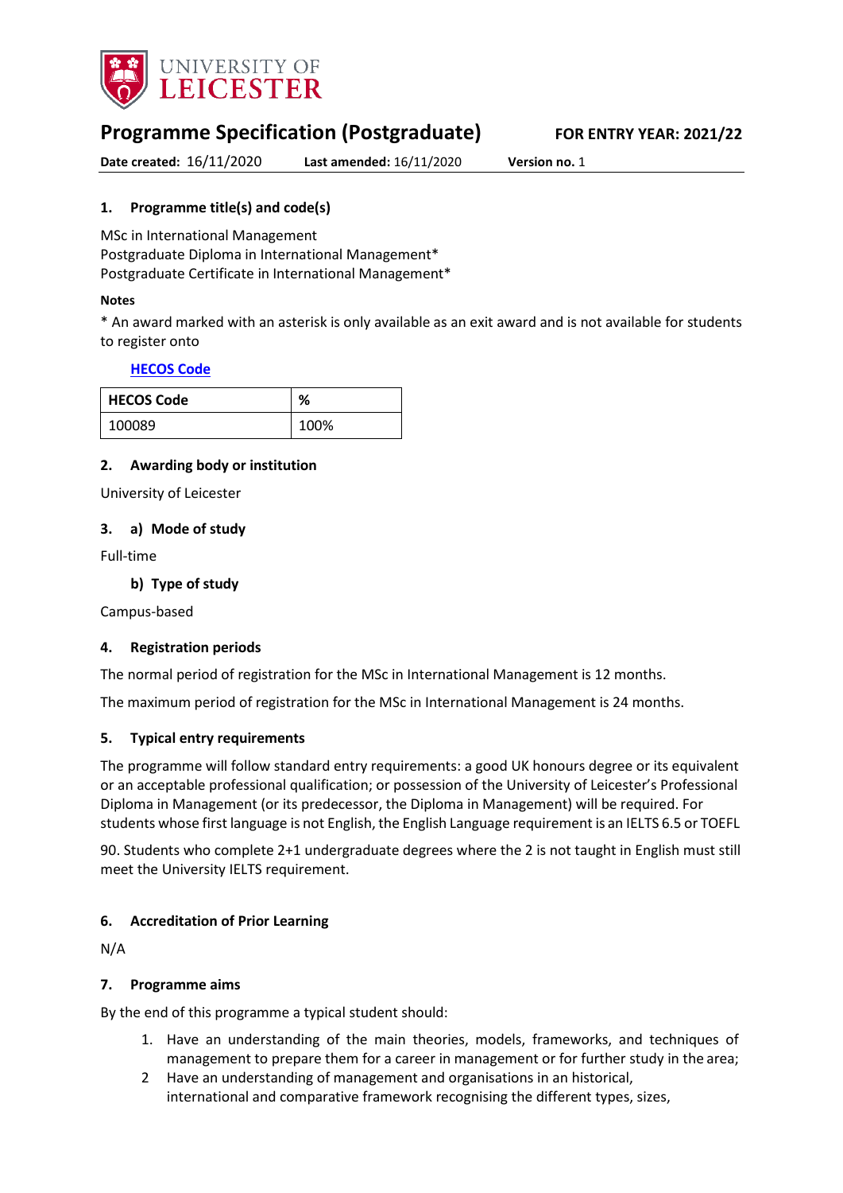# Programme Specification (Postgraduate)

**FOR ENTRY YEAR: 2021/22**

**Date created:** 16/11/2020 **Last amended:** 16/11/2020 **Version no.** 1

## 1. Programme title(s) and code(s)

MSc in International Management
Postgraduate Diploma in International Management*
Postgraduate Certificate in International Management*

**Notes**

* An award marked with an asterisk is only available as an exit award and is not available for students to register onto

**HECOS Code**

| HECOS Code | % |
|---|---|
| 100089 | 100% |

## 2. Awarding body or institution

University of Leicester

## 3. a) Mode of study

Full-time

### b) Type of study

Campus-based

## 4. Registration periods

The normal period of registration for the MSc in International Management is 12 months.

The maximum period of registration for the MSc in International Management is 24 months.

## 5. Typical entry requirements

The programme will follow standard entry requirements: a good UK honours degree or its equivalent or an acceptable professional qualification; or possession of the University of Leicester's Professional Diploma in Management (or its predecessor, the Diploma in Management) will be required. For students whose first language is not English, the English Language requirement is an IELTS 6.5 or TOEFL 90. Students who complete 2+1 undergraduate degrees where the 2 is not taught in English must still meet the University IELTS requirement.

## 6. Accreditation of Prior Learning

N/A

## 7. Programme aims

By the end of this programme a typical student should:

1. Have an understanding of the main theories, models, frameworks, and techniques of management to prepare them for a career in management or for further study in the area;
2. Have an understanding of management and organisations in an historical, international and comparative framework recognising the different types, sizes,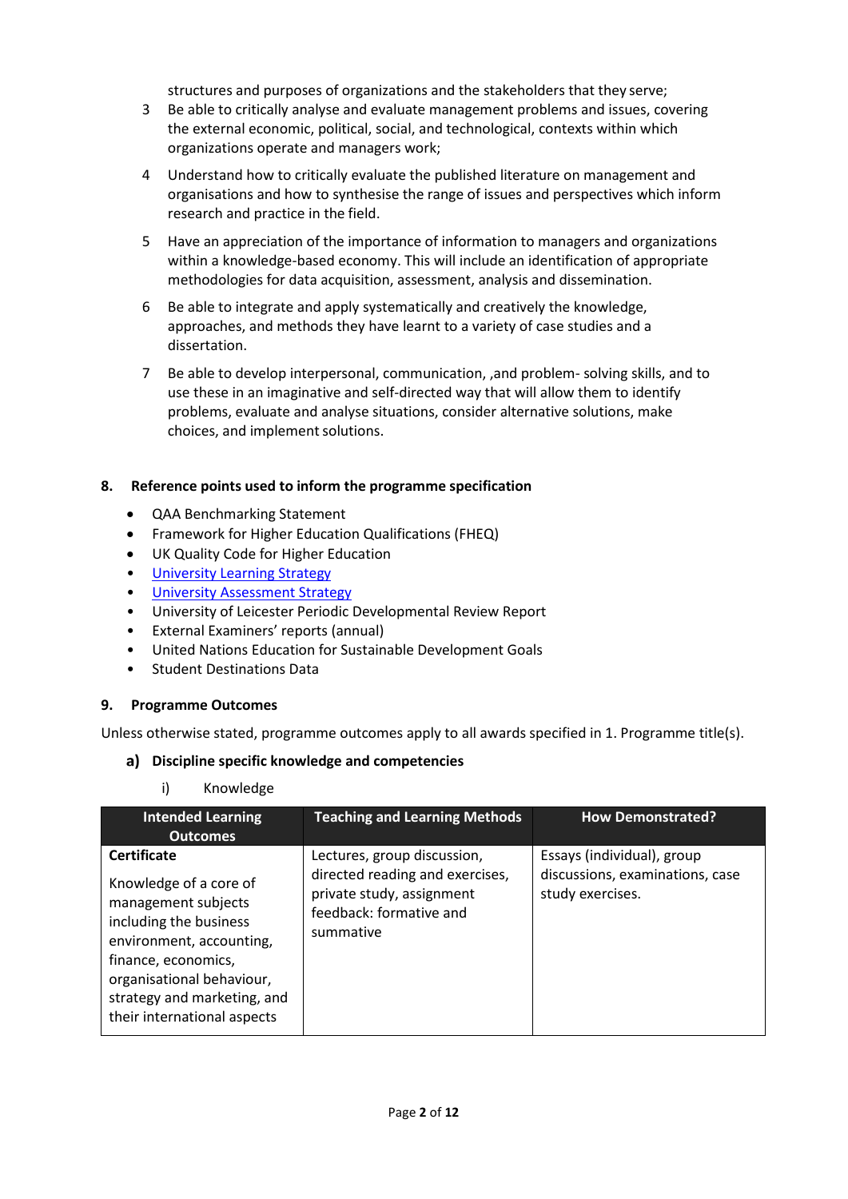structures and purposes of organizations and the stakeholders that they serve;

3. Be able to critically analyse and evaluate management problems and issues, covering the external economic, political, social, and technological, contexts within which organizations operate and managers work;
4. Understand how to critically evaluate the published literature on management and organisations and how to synthesise the range of issues and perspectives which inform research and practice in the field.
5. Have an appreciation of the importance of information to managers and organizations within a knowledge-based economy. This will include an identification of appropriate methodologies for data acquisition, assessment, analysis and dissemination.
6. Be able to integrate and apply systematically and creatively the knowledge, approaches, and methods they have learnt to a variety of case studies and a dissertation.
7. Be able to develop interpersonal, communication, ,and problem- solving skills, and to use these in an imaginative and self-directed way that will allow them to identify problems, evaluate and analyse situations, consider alternative solutions, make choices, and implement solutions.

## 8. Reference points used to inform the programme specification

- QAA Benchmarking Statement
- Framework for Higher Education Qualifications (FHEQ)
- UK Quality Code for Higher Education
- University Learning Strategy
- University Assessment Strategy
- University of Leicester Periodic Developmental Review Report
- External Examiners' reports (annual)
- United Nations Education for Sustainable Development Goals
- Student Destinations Data

## 9. Programme Outcomes

Unless otherwise stated, programme outcomes apply to all awards specified in 1. Programme title(s).

### a) Discipline specific knowledge and competencies

i) Knowledge

| Intended Learning Outcomes | Teaching and Learning Methods | How Demonstrated? |
|---|---|---|
| **Certificate**<br><br>Knowledge of a core of management subjects including the business environment, accounting, finance, economics, organisational behaviour, strategy and marketing, and their international aspects | Lectures, group discussion, directed reading and exercises, private study, assignment feedback: formative and summative | Essays (individual), group discussions, examinations, case study exercises. |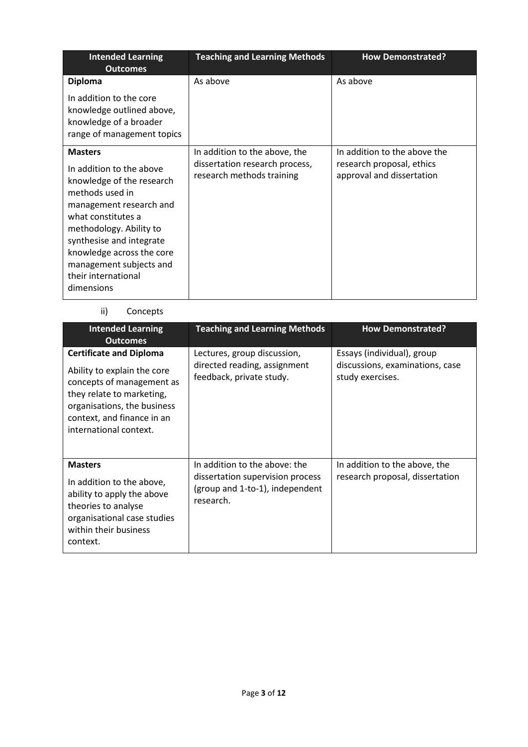| Intended Learning Outcomes | Teaching and Learning Methods | How Demonstrated? |
|---|---|---|
| **Diploma**<br><br>In addition to the core knowledge outlined above, knowledge of a broader range of management topics | As above | As above |
| **Masters**<br><br>In addition to the above knowledge of the research methods used in management research and what constitutes a methodology. Ability to synthesise and integrate knowledge across the core management subjects and their international dimensions | In addition to the above, the dissertation research process, research methods training | In addition to the above the research proposal, ethics approval and dissertation |

ii) Concepts

| Intended Learning Outcomes | Teaching and Learning Methods | How Demonstrated? |
|---|---|---|
| **Certificate and Diploma**<br><br>Ability to explain the core concepts of management as they relate to marketing, organisations, the business context, and finance in an international context. | Lectures, group discussion, directed reading, assignment feedback, private study. | Essays (individual), group discussions, examinations, case study exercises. |
| **Masters**<br><br>In addition to the above, ability to apply the above theories to analyse organisational case studies within their business context. | In addition to the above: the dissertation supervision process (group and 1-to-1), independent research. | In addition to the above, the research proposal, dissertation |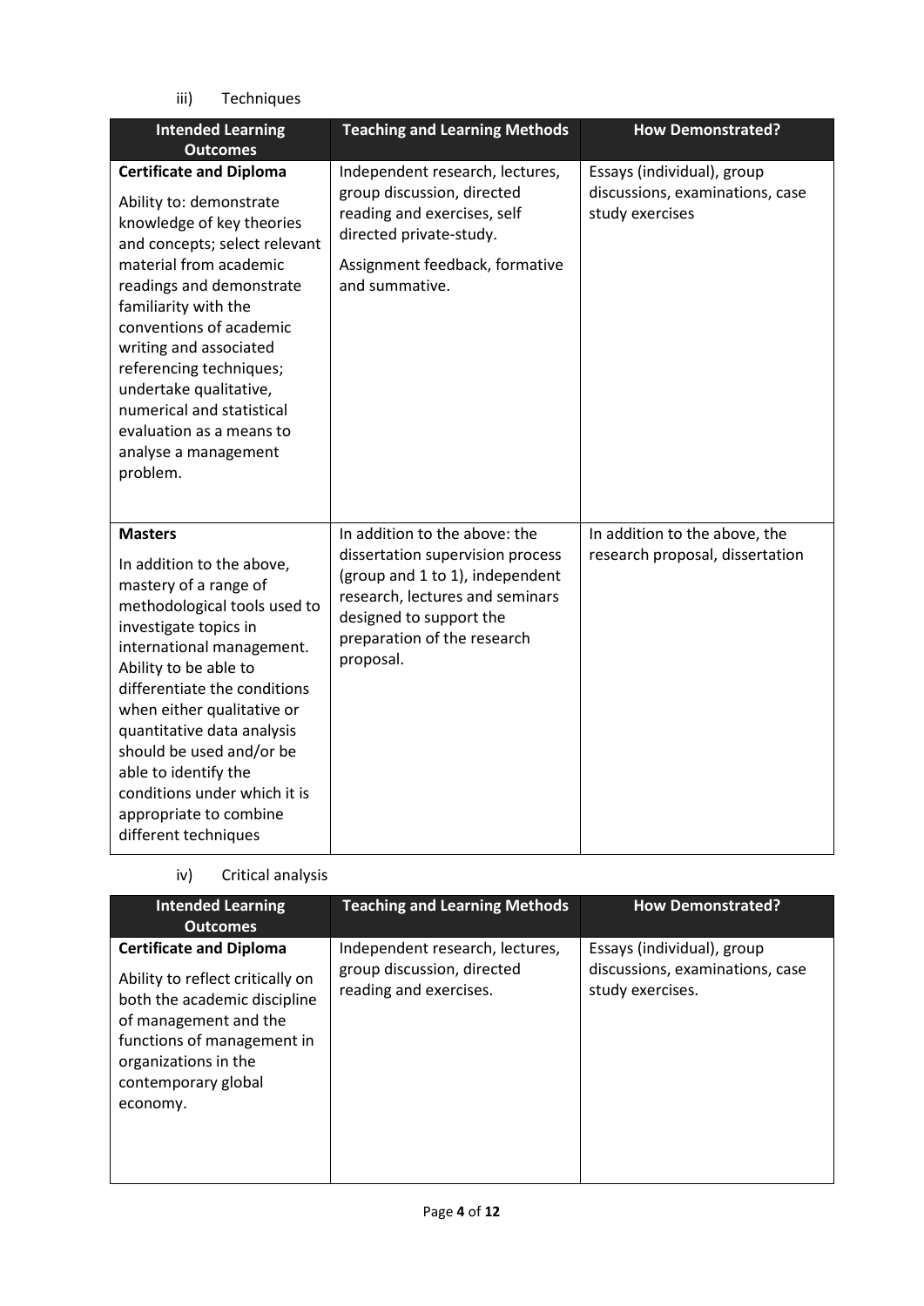iii) Techniques

| Intended Learning Outcomes | Teaching and Learning Methods | How Demonstrated? |
|---|---|---|
| **Certificate and Diploma**<br><br>Ability to: demonstrate knowledge of key theories and concepts; select relevant material from academic readings and demonstrate familiarity with the conventions of academic writing and associated referencing techniques; undertake qualitative, numerical and statistical evaluation as a means to analyse a management problem. | Independent research, lectures, group discussion, directed reading and exercises, self directed private-study.<br><br>Assignment feedback, formative and summative. | Essays (individual), group discussions, examinations, case study exercises |
| **Masters**<br><br>In addition to the above, mastery of a range of methodological tools used to investigate topics in international management. Ability to be able to differentiate the conditions when either qualitative or quantitative data analysis should be used and/or be able to identify the conditions under which it is appropriate to combine different techniques | In addition to the above: the dissertation supervision process (group and 1 to 1), independent research, lectures and seminars designed to support the preparation of the research proposal. | In addition to the above, the research proposal, dissertation |

iv) Critical analysis

| Intended Learning Outcomes | Teaching and Learning Methods | How Demonstrated? |
|---|---|---|
| **Certificate and Diploma**<br><br>Ability to reflect critically on both the academic discipline of management and the functions of management in organizations in the contemporary global economy. | Independent research, lectures, group discussion, directed reading and exercises. | Essays (individual), group discussions, examinations, case study exercises. |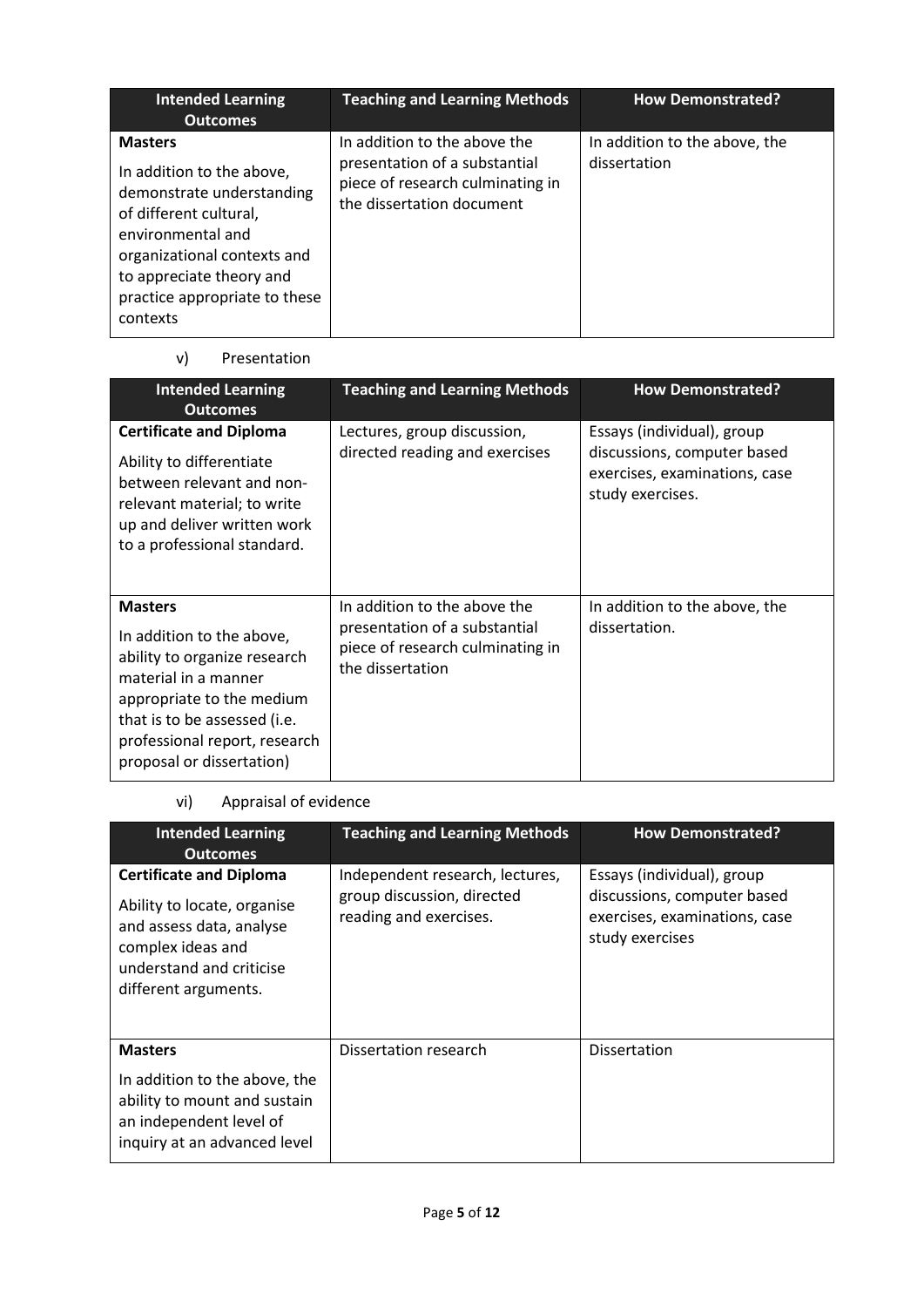| Intended Learning Outcomes | Teaching and Learning Methods | How Demonstrated? |
|---|---|---|
| **Masters**<br>In addition to the above, demonstrate understanding of different cultural, environmental and organizational contexts and to appreciate theory and practice appropriate to these contexts | In addition to the above the presentation of a substantial piece of research culminating in the dissertation document | In addition to the above, the dissertation |

v) Presentation

| Intended Learning Outcomes | Teaching and Learning Methods | How Demonstrated? |
|---|---|---|
| **Certificate and Diploma**<br>Ability to differentiate between relevant and non-relevant material; to write up and deliver written work to a professional standard. | Lectures, group discussion, directed reading and exercises | Essays (individual), group discussions, computer based exercises, examinations, case study exercises. |
| **Masters**<br>In addition to the above, ability to organize research material in a manner appropriate to the medium that is to be assessed (i.e. professional report, research proposal or dissertation) | In addition to the above the presentation of a substantial piece of research culminating in the dissertation | In addition to the above, the dissertation. |

vi) Appraisal of evidence

| Intended Learning Outcomes | Teaching and Learning Methods | How Demonstrated? |
|---|---|---|
| **Certificate and Diploma**<br>Ability to locate, organise and assess data, analyse complex ideas and understand and criticise different arguments. | Independent research, lectures, group discussion, directed reading and exercises. | Essays (individual), group discussions, computer based exercises, examinations, case study exercises |
| **Masters**<br>In addition to the above, the ability to mount and sustain an independent level of inquiry at an advanced level | Dissertation research | Dissertation |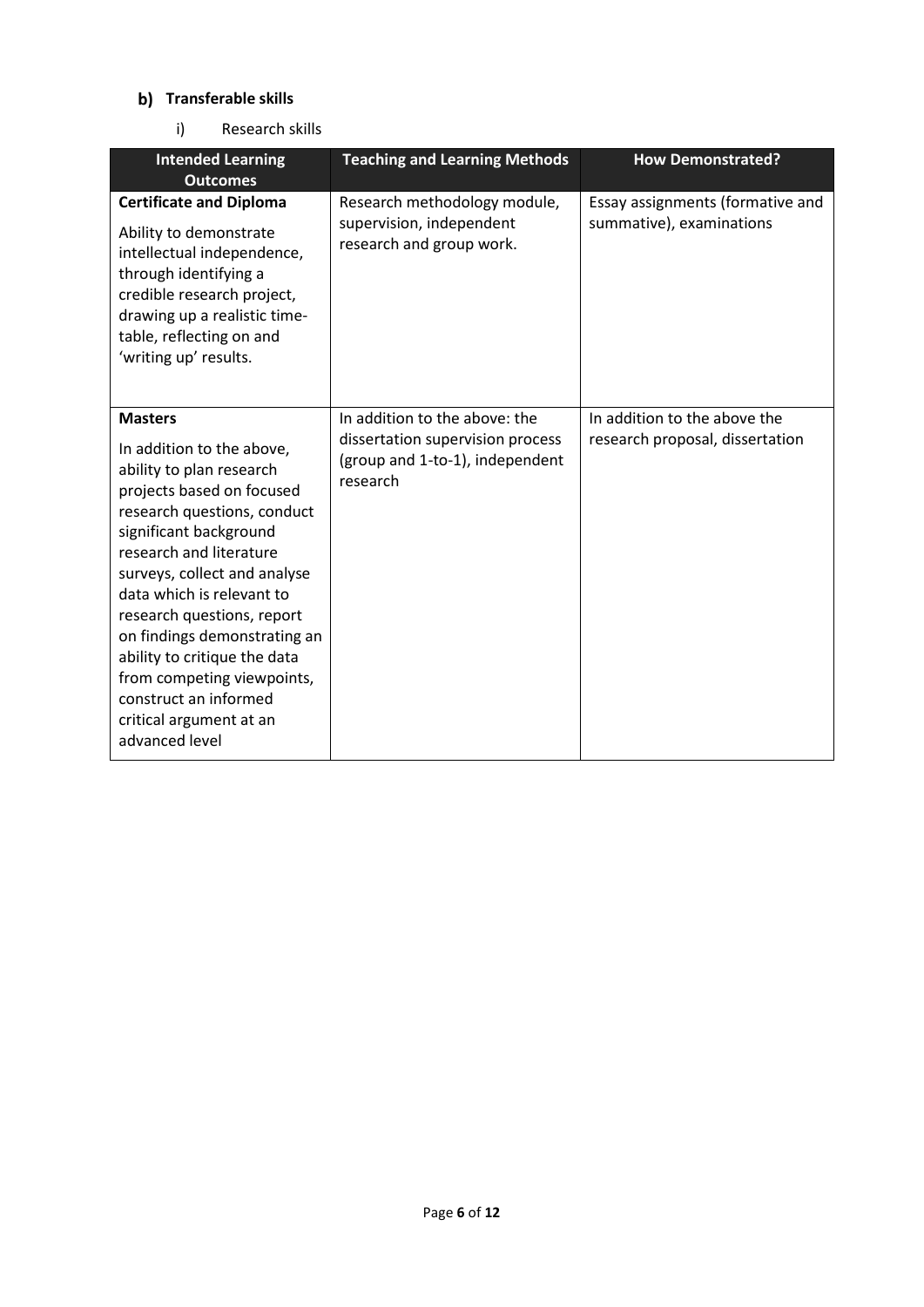## b) Transferable skills

i) Research skills

| Intended Learning Outcomes | Teaching and Learning Methods | How Demonstrated? |
|---|---|---|
| **Certificate and Diploma**<br>Ability to demonstrate intellectual independence, through identifying a credible research project, drawing up a realistic time-table, reflecting on and 'writing up' results. | Research methodology module, supervision, independent research and group work. | Essay assignments (formative and summative), examinations |
| **Masters**<br>In addition to the above, ability to plan research projects based on focused research questions, conduct significant background research and literature surveys, collect and analyse data which is relevant to research questions, report on findings demonstrating an ability to critique the data from competing viewpoints, construct an informed critical argument at an advanced level | In addition to the above: the dissertation supervision process (group and 1-to-1), independent research | In addition to the above the research proposal, dissertation |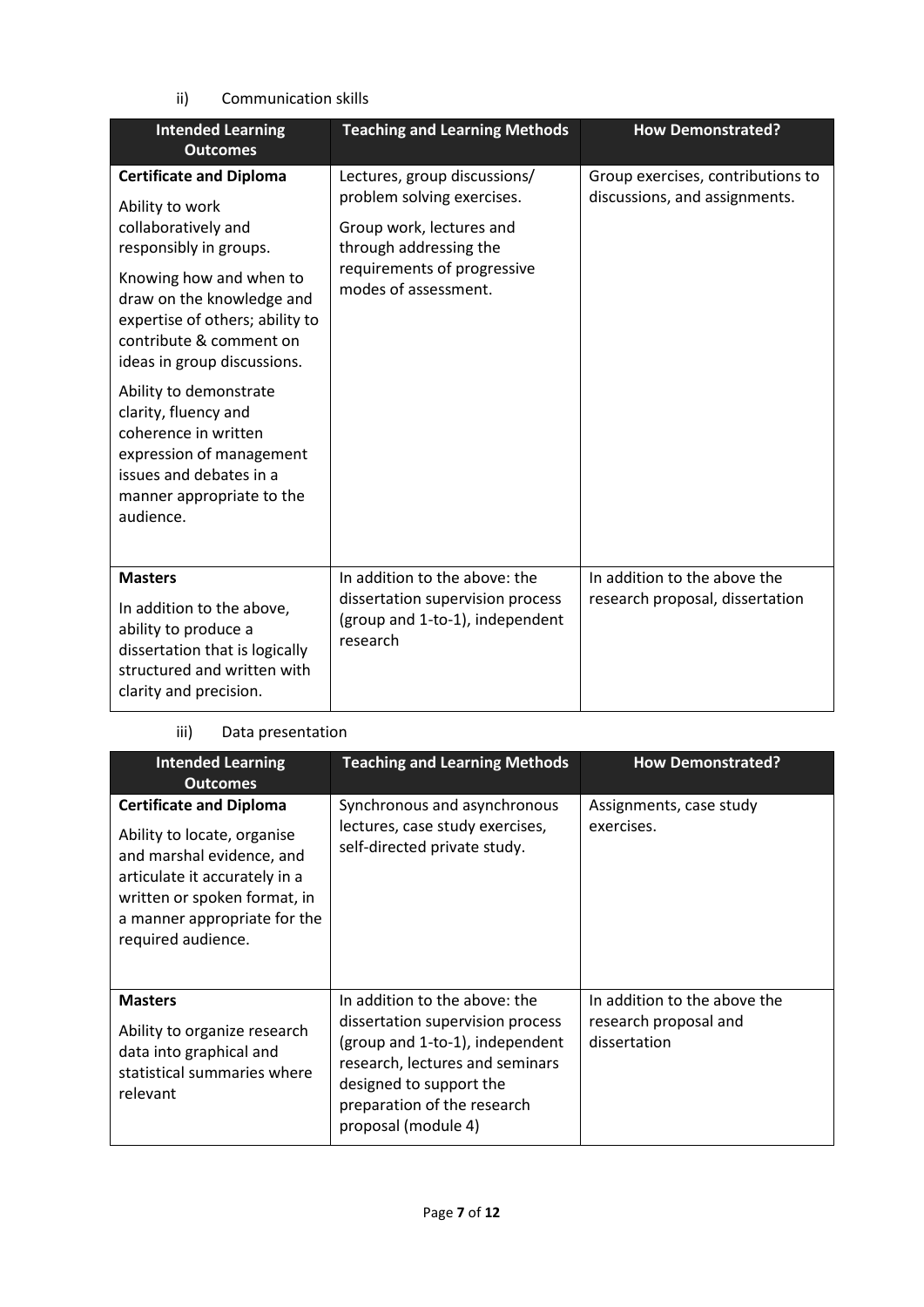ii) Communication skills

| Intended Learning Outcomes | Teaching and Learning Methods | How Demonstrated? |
|---|---|---|
| **Certificate and Diploma**<br><br>Ability to work collaboratively and responsibly in groups.<br><br>Knowing how and when to draw on the knowledge and expertise of others; ability to contribute & comment on ideas in group discussions.<br><br>Ability to demonstrate clarity, fluency and coherence in written expression of management issues and debates in a manner appropriate to the audience. | Lectures, group discussions/ problem solving exercises.<br><br>Group work, lectures and through addressing the requirements of progressive modes of assessment. | Group exercises, contributions to discussions, and assignments. |
| **Masters**<br><br>In addition to the above, ability to produce a dissertation that is logically structured and written with clarity and precision. | In addition to the above: the dissertation supervision process (group and 1-to-1), independent research | In addition to the above the research proposal, dissertation |

iii) Data presentation

| Intended Learning Outcomes | Teaching and Learning Methods | How Demonstrated? |
|---|---|---|
| **Certificate and Diploma**<br><br>Ability to locate, organise and marshal evidence, and articulate it accurately in a written or spoken format, in a manner appropriate for the required audience. | Synchronous and asynchronous lectures, case study exercises, self-directed private study. | Assignments, case study exercises. |
| **Masters**<br><br>Ability to organize research data into graphical and statistical summaries where relevant | In addition to the above: the dissertation supervision process (group and 1-to-1), independent research, lectures and seminars designed to support the preparation of the research proposal (module 4) | In addition to the above the research proposal and dissertation |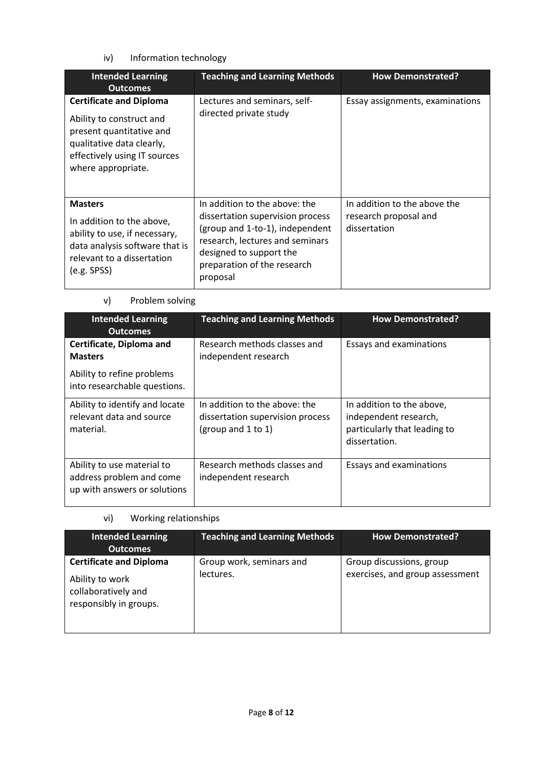iv) Information technology

| Intended Learning Outcomes | Teaching and Learning Methods | How Demonstrated? |
|---|---|---|
| **Certificate and Diploma**<br><br>Ability to construct and present quantitative and qualitative data clearly, effectively using IT sources where appropriate. | Lectures and seminars, self-directed private study | Essay assignments, examinations |
| **Masters**<br><br>In addition to the above, ability to use, if necessary, data analysis software that is relevant to a dissertation (e.g. SPSS) | In addition to the above: the dissertation supervision process (group and 1-to-1), independent research, lectures and seminars designed to support the preparation of the research proposal | In addition to the above the research proposal and dissertation |

v) Problem solving

| Intended Learning Outcomes | Teaching and Learning Methods | How Demonstrated? |
|---|---|---|
| **Certificate, Diploma and Masters**<br><br>Ability to refine problems into researchable questions. | Research methods classes and independent research | Essays and examinations |
| Ability to identify and locate relevant data and source material. | In addition to the above: the dissertation supervision process (group and 1 to 1) | In addition to the above, independent research, particularly that leading to dissertation. |
| Ability to use material to address problem and come up with answers or solutions | Research methods classes and independent research | Essays and examinations |

vi) Working relationships

| Intended Learning Outcomes | Teaching and Learning Methods | How Demonstrated? |
|---|---|---|
| **Certificate and Diploma**<br><br>Ability to work collaboratively and responsibly in groups. | Group work, seminars and lectures. | Group discussions, group exercises, and group assessment |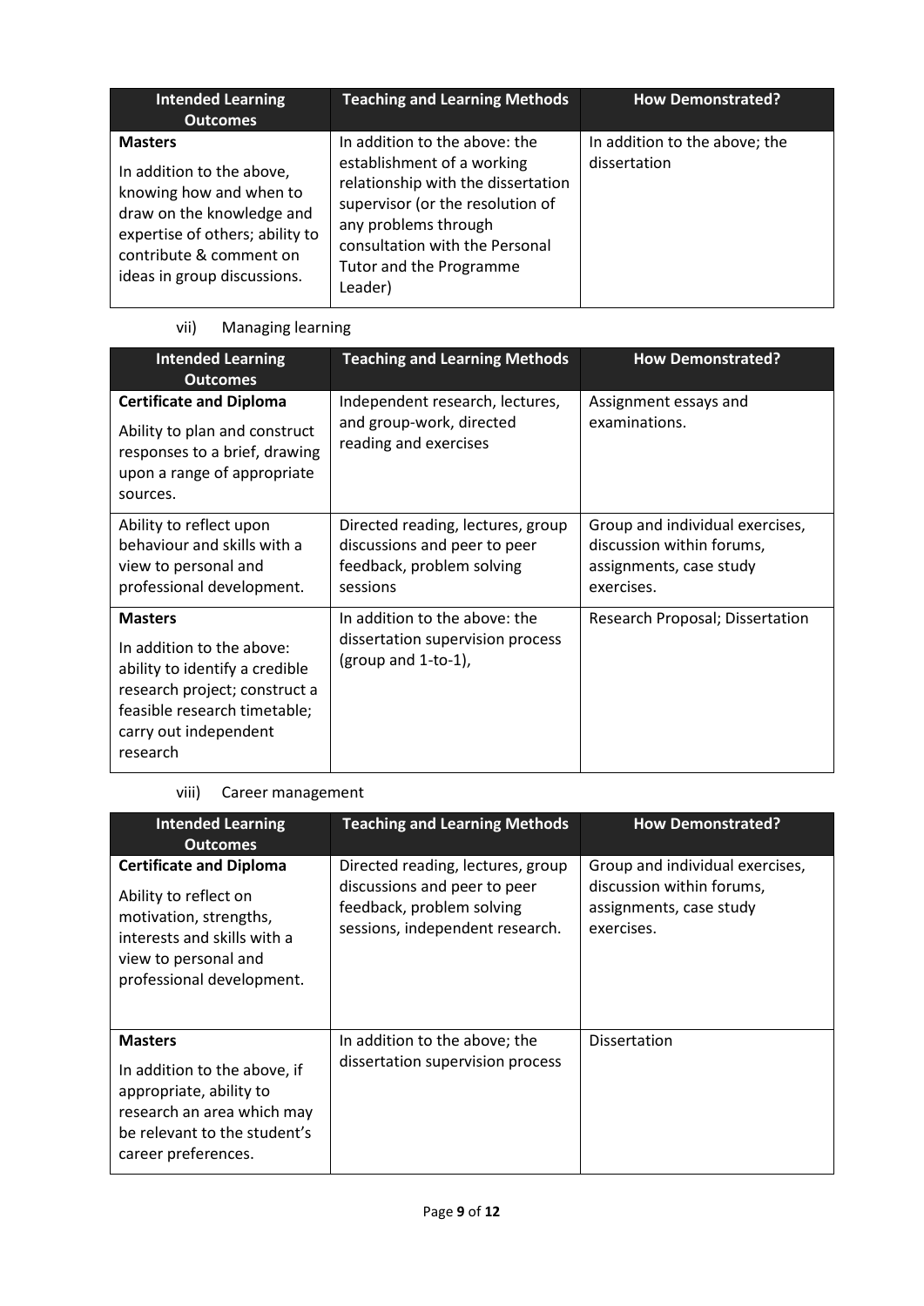| Intended Learning Outcomes | Teaching and Learning Methods | How Demonstrated? |
|---|---|---|
| **Masters**<br>In addition to the above, knowing how and when to draw on the knowledge and expertise of others; ability to contribute & comment on ideas in group discussions. | In addition to the above: the establishment of a working relationship with the dissertation supervisor (or the resolution of any problems through consultation with the Personal Tutor and the Programme Leader) | In addition to the above; the dissertation |

vii) Managing learning

| Intended Learning Outcomes | Teaching and Learning Methods | How Demonstrated? |
|---|---|---|
| **Certificate and Diploma**<br>Ability to plan and construct responses to a brief, drawing upon a range of appropriate sources. | Independent research, lectures, and group-work, directed reading and exercises | Assignment essays and examinations. |
| Ability to reflect upon behaviour and skills with a view to personal and professional development. | Directed reading, lectures, group discussions and peer to peer feedback, problem solving sessions | Group and individual exercises, discussion within forums, assignments, case study exercises. |
| **Masters**<br>In addition to the above: ability to identify a credible research project; construct a feasible research timetable; carry out independent research | In addition to the above: the dissertation supervision process (group and 1-to-1), | Research Proposal; Dissertation |

viii) Career management

| Intended Learning Outcomes | Teaching and Learning Methods | How Demonstrated? |
|---|---|---|
| **Certificate and Diploma**<br>Ability to reflect on motivation, strengths, interests and skills with a view to personal and professional development. | Directed reading, lectures, group discussions and peer to peer feedback, problem solving sessions, independent research. | Group and individual exercises, discussion within forums, assignments, case study exercises. |
| **Masters**<br>In addition to the above, if appropriate, ability to research an area which may be relevant to the student's career preferences. | In addition to the above; the dissertation supervision process | Dissertation |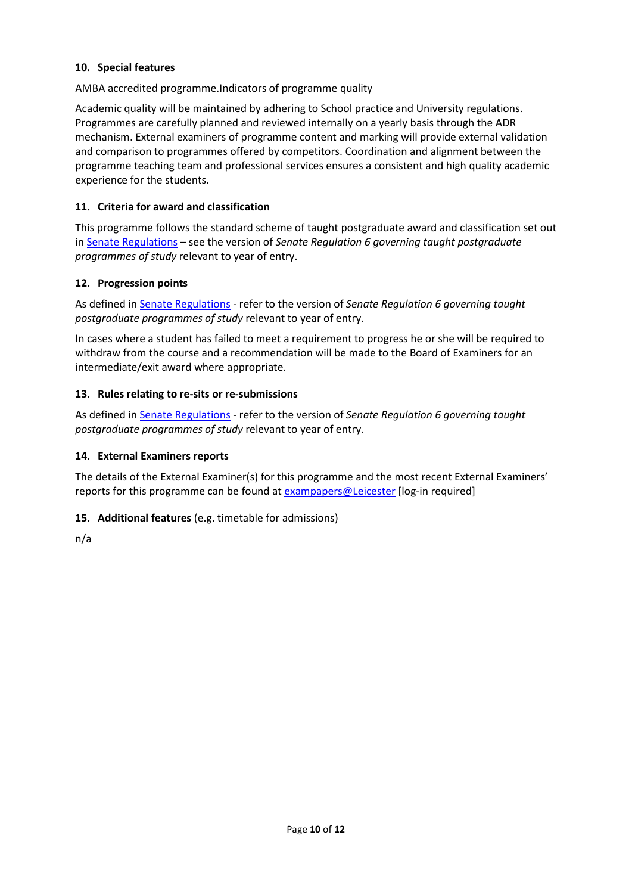### 10. Special features

AMBA accredited programme.Indicators of programme quality

Academic quality will be maintained by adhering to School practice and University regulations. Programmes are carefully planned and reviewed internally on a yearly basis through the ADR mechanism. External examiners of programme content and marking will provide external validation and comparison to programmes offered by competitors. Coordination and alignment between the programme teaching team and professional services ensures a consistent and high quality academic experience for the students.

### 11. Criteria for award and classification

This programme follows the standard scheme of taught postgraduate award and classification set out in Senate Regulations – see the version of *Senate Regulation 6 governing taught postgraduate programmes of study* relevant to year of entry.

### 12. Progression points

As defined in Senate Regulations - refer to the version of *Senate Regulation 6 governing taught postgraduate programmes of study* relevant to year of entry.

In cases where a student has failed to meet a requirement to progress he or she will be required to withdraw from the course and a recommendation will be made to the Board of Examiners for an intermediate/exit award where appropriate.

### 13. Rules relating to re-sits or re-submissions

As defined in Senate Regulations - refer to the version of *Senate Regulation 6 governing taught postgraduate programmes of study* relevant to year of entry.

### 14. External Examiners reports

The details of the External Examiner(s) for this programme and the most recent External Examiners' reports for this programme can be found at exampapers@Leicester [log-in required]

### 15. Additional features (e.g. timetable for admissions)

n/a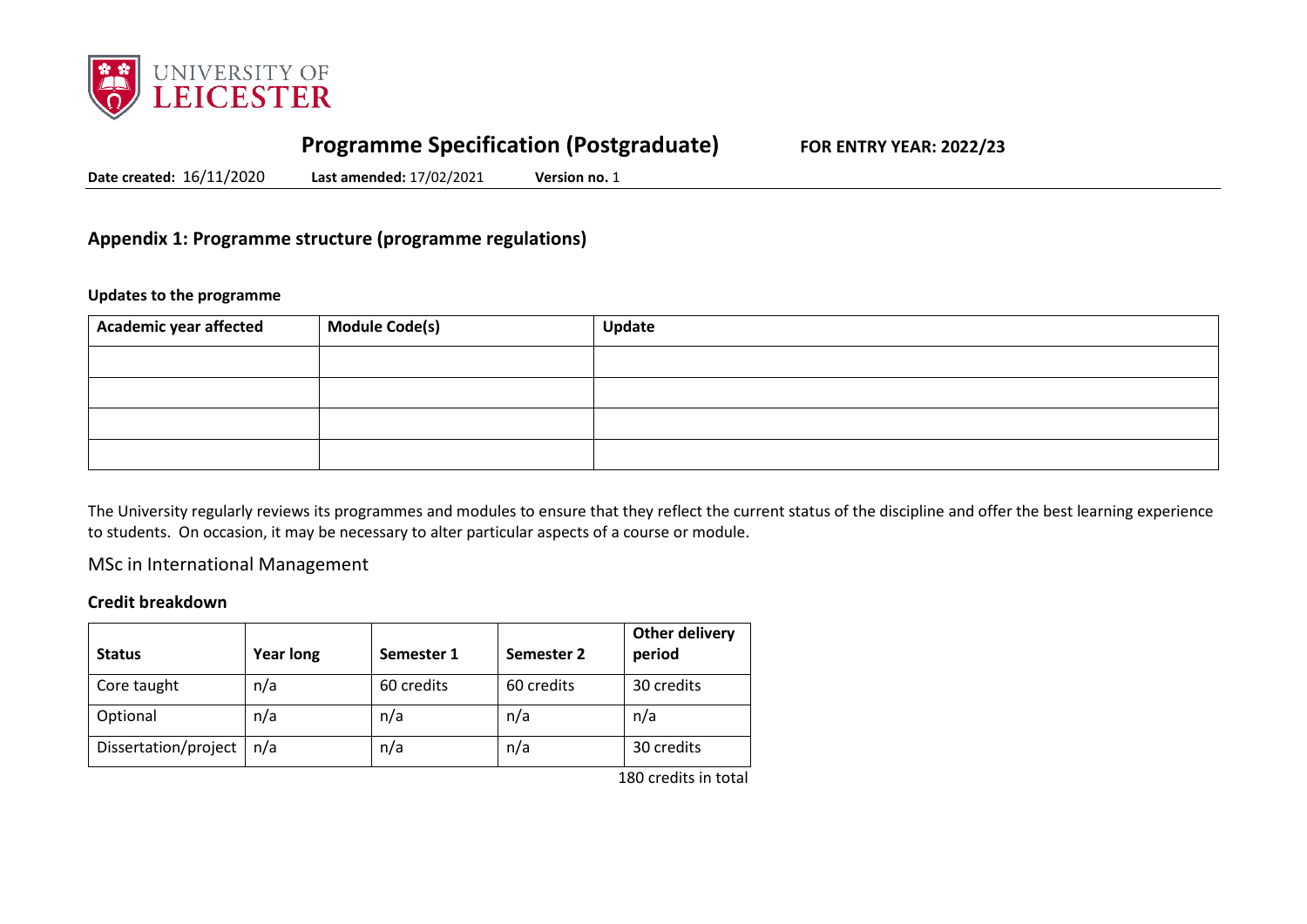# Programme Specification (Postgraduate)

**FOR ENTRY YEAR: 2022/23**

**Date created:** 16/11/2020 **Last amended:** 17/02/2021 **Version no.** 1

## Appendix 1: Programme structure (programme regulations)

### Updates to the programme

| Academic year affected | Module Code(s) | Update |
|---|---|---|
| | | |
| | | |
| | | |
| | | |

The University regularly reviews its programmes and modules to ensure that they reflect the current status of the discipline and offer the best learning experience to students. On occasion, it may be necessary to alter particular aspects of a course or module.

MSc in International Management

### Credit breakdown

| Status | Year long | Semester 1 | Semester 2 | Other delivery period |
|---|---|---|---|---|
| Core taught | n/a | 60 credits | 60 credits | 30 credits |
| Optional | n/a | n/a | n/a | n/a |
| Dissertation/project | n/a | n/a | n/a | 30 credits |

180 credits in total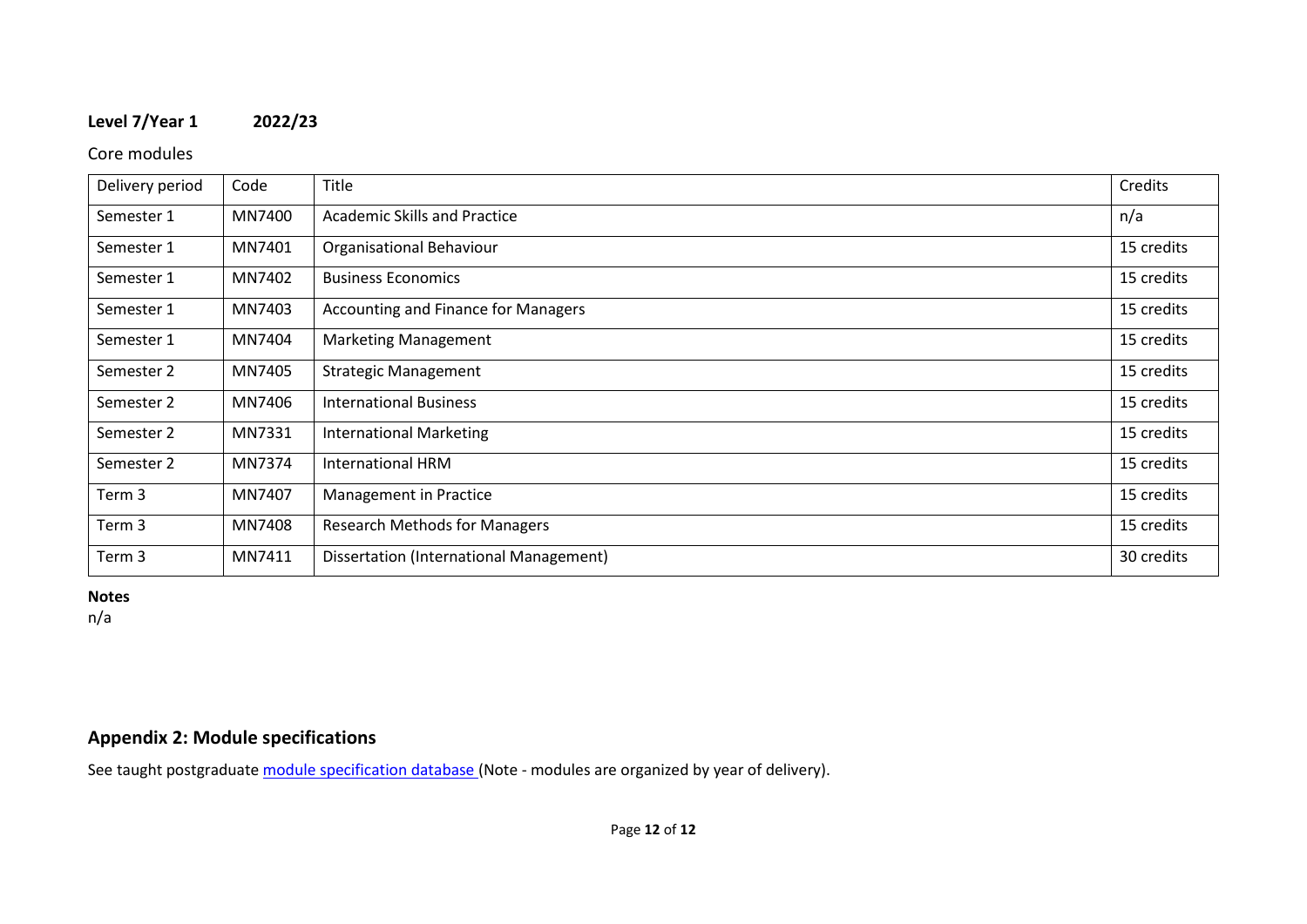**Level 7/Year 1        2022/23**

Core modules

| Delivery period | Code | Title | Credits |
|---|---|---|---|
| Semester 1 | MN7400 | Academic Skills and Practice | n/a |
| Semester 1 | MN7401 | Organisational Behaviour | 15 credits |
| Semester 1 | MN7402 | Business Economics | 15 credits |
| Semester 1 | MN7403 | Accounting and Finance for Managers | 15 credits |
| Semester 1 | MN7404 | Marketing Management | 15 credits |
| Semester 2 | MN7405 | Strategic Management | 15 credits |
| Semester 2 | MN7406 | International Business | 15 credits |
| Semester 2 | MN7331 | International Marketing | 15 credits |
| Semester 2 | MN7374 | International HRM | 15 credits |
| Term 3 | MN7407 | Management in Practice | 15 credits |
| Term 3 | MN7408 | Research Methods for Managers | 15 credits |
| Term 3 | MN7411 | Dissertation (International Management) | 30 credits |

**Notes**
n/a

## Appendix 2: Module specifications

See taught postgraduate module specification database (Note - modules are organized by year of delivery).